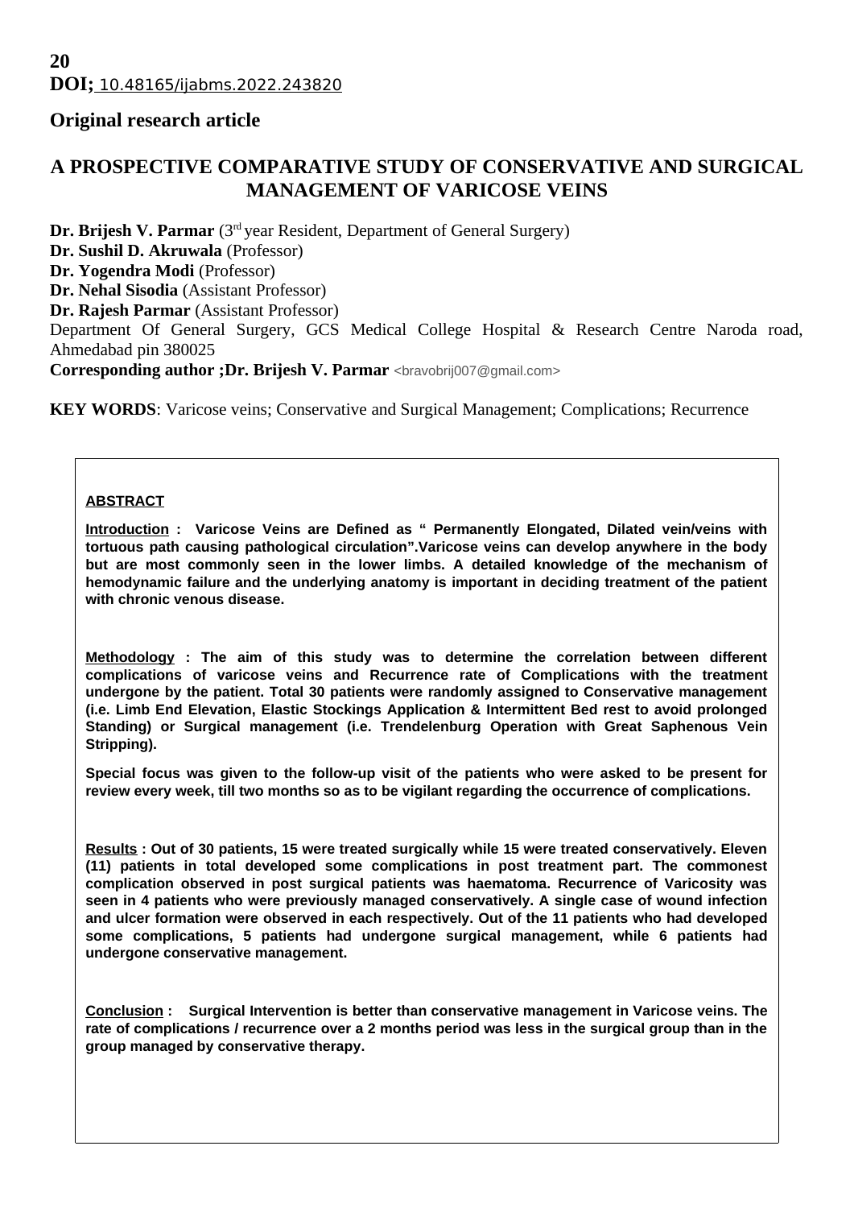**DOI;** 10.48165/ijabms.2022.243820

**Original research article**

# A PROSPECTIVE COMPARATIVE STUDY OF CONSERVATIVE AND SURGICAL MANAGEMENT OF VARICOSE VEINS

**Dr. Brijesh V. Parmar** (3rd year Resident, Department of General Surgery)
**Dr. Sushil D. Akruwala** (Professor)
**Dr. Yogendra Modi** (Professor)
**Dr. Nehal Sisodia** (Assistant Professor)
**Dr. Rajesh Parmar** (Assistant Professor)
Department Of General Surgery, GCS Medical College Hospital & Research Centre Naroda road, Ahmedabad pin 380025
**Corresponding author ;Dr. Brijesh V. Parmar** <bravobrij007@gmail.com>

**KEY WORDS**: Varicose veins; Conservative and Surgical Management; Complications; Recurrence

## ABSTRACT

**Introduction :** **Varicose Veins are Defined as " Permanently Elongated, Dilated vein/veins with tortuous path causing pathological circulation".Varicose veins can develop anywhere in the body but are most commonly seen in the lower limbs. A detailed knowledge of the mechanism of hemodynamic failure and the underlying anatomy is important in deciding treatment of the patient with chronic venous disease.**

**Methodology :** **The aim of this study was to determine the correlation between different complications of varicose veins and Recurrence rate of Complications with the treatment undergone by the patient. Total 30 patients were randomly assigned to Conservative management (i.e. Limb End Elevation, Elastic Stockings Application & Intermittent Bed rest to avoid prolonged Standing) or Surgical management (i.e. Trendelenburg Operation with Great Saphenous Vein Stripping).**

**Special focus was given to the follow-up visit of the patients who were asked to be present for review every week, till two months so as to be vigilant regarding the occurrence of complications.**

**Results :** **Out of 30 patients, 15 were treated surgically while 15 were treated conservatively. Eleven (11) patients in total developed some complications in post treatment part. The commonest complication observed in post surgical patients was haematoma. Recurrence of Varicosity was seen in 4 patients who were previously managed conservatively. A single case of wound infection and ulcer formation were observed in each respectively. Out of the 11 patients who had developed some complications, 5 patients had undergone surgical management, while 6 patients had undergone conservative management.**

**Conclusion :** **Surgical Intervention is better than conservative management in Varicose veins. The rate of complications / recurrence over a 2 months period was less in the surgical group than in the group managed by conservative therapy.**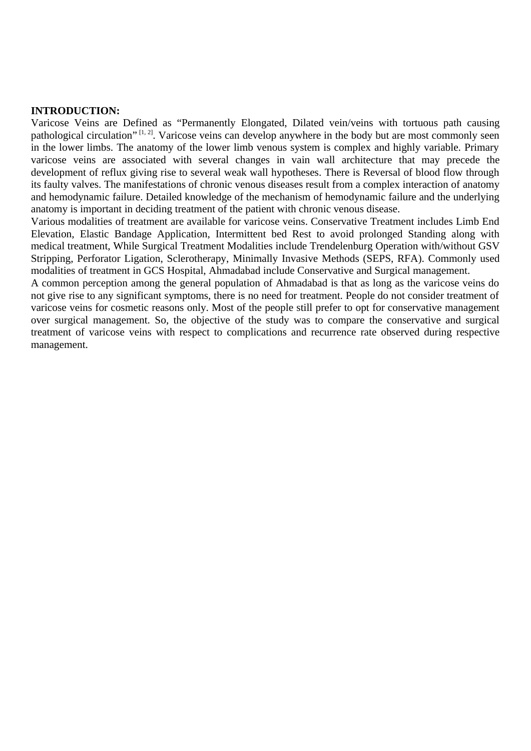**INTRODUCTION:**

Varicose Veins are Defined as “Permanently Elongated, Dilated vein/veins with tortuous path causing pathological circulation” [1, 2]. Varicose veins can develop anywhere in the body but are most commonly seen in the lower limbs. The anatomy of the lower limb venous system is complex and highly variable. Primary varicose veins are associated with several changes in vain wall architecture that may precede the development of reflux giving rise to several weak wall hypotheses. There is Reversal of blood flow through its faulty valves. The manifestations of chronic venous diseases result from a complex interaction of anatomy and hemodynamic failure. Detailed knowledge of the mechanism of hemodynamic failure and the underlying anatomy is important in deciding treatment of the patient with chronic venous disease.

Various modalities of treatment are available for varicose veins. Conservative Treatment includes Limb End Elevation, Elastic Bandage Application, Intermittent bed Rest to avoid prolonged Standing along with medical treatment, While Surgical Treatment Modalities include Trendelenburg Operation with/without GSV Stripping, Perforator Ligation, Sclerotherapy, Minimally Invasive Methods (SEPS, RFA). Commonly used modalities of treatment in GCS Hospital, Ahmadabad include Conservative and Surgical management.

A common perception among the general population of Ahmadabad is that as long as the varicose veins do not give rise to any significant symptoms, there is no need for treatment. People do not consider treatment of varicose veins for cosmetic reasons only. Most of the people still prefer to opt for conservative management over surgical management. So, the objective of the study was to compare the conservative and surgical treatment of varicose veins with respect to complications and recurrence rate observed during respective management.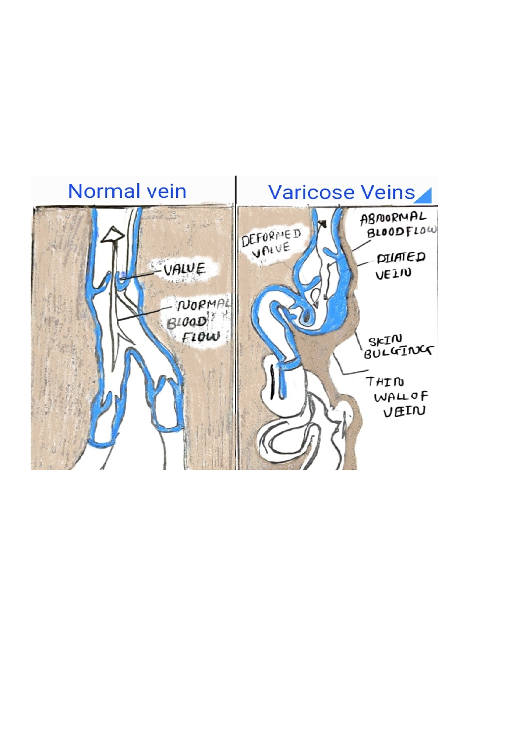| Normal vein | Varicose Veins |
| --- | --- |
| VALUE | DEFORMED VALVE |
| NORMAL BLOOD FLOW | ABNORMAL BLOODFLOW |
| | DILATED VEIN |
| | SKIN BULGING |
| | THIN WALL OF VEIN |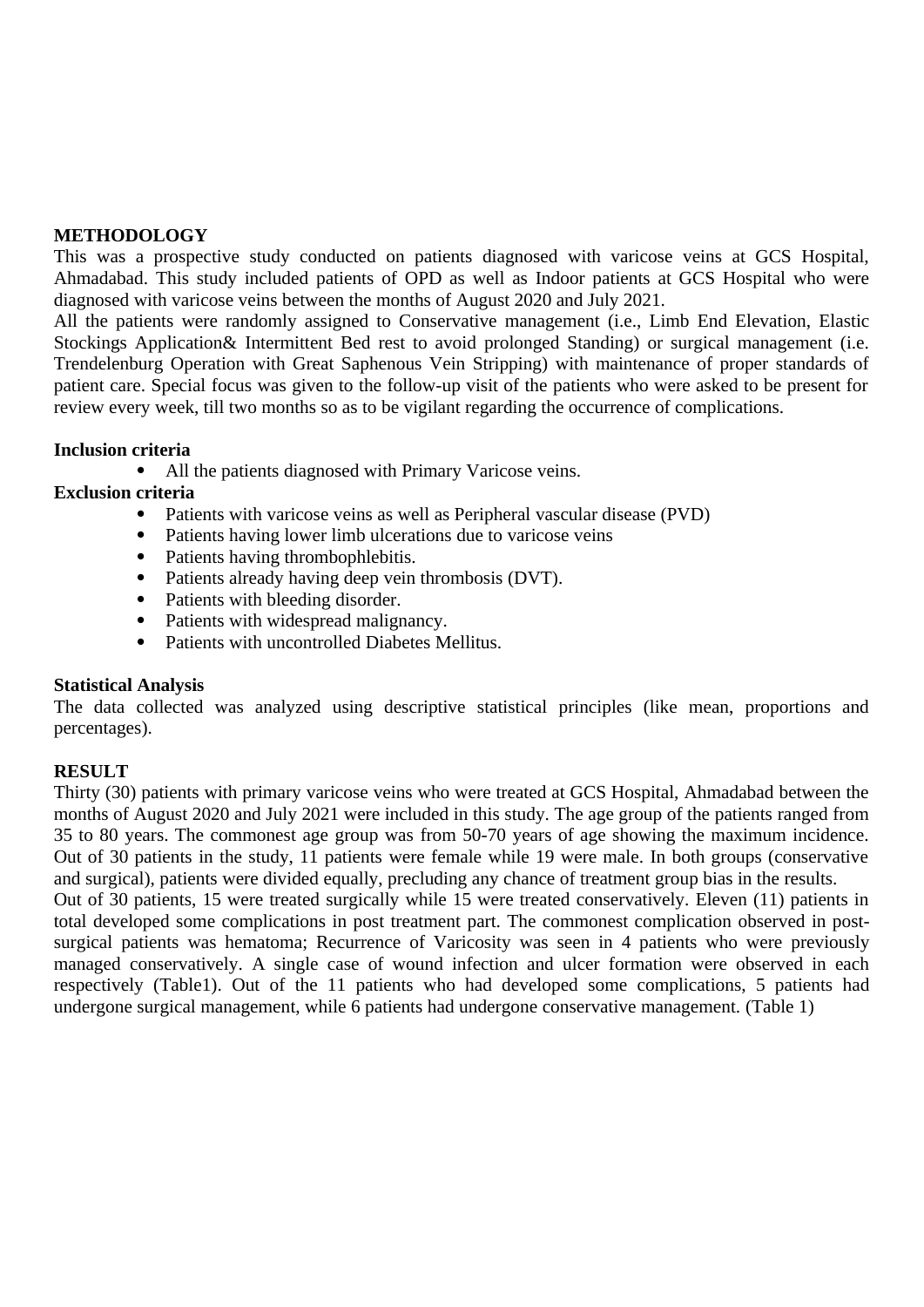**METHODOLOGY**

This was a prospective study conducted on patients diagnosed with varicose veins at GCS Hospital, Ahmadabad. This study included patients of OPD as well as Indoor patients at GCS Hospital who were diagnosed with varicose veins between the months of August 2020 and July 2021.

All the patients were randomly assigned to Conservative management (i.e., Limb End Elevation, Elastic Stockings Application& Intermittent Bed rest to avoid prolonged Standing) or surgical management (i.e. Trendelenburg Operation with Great Saphenous Vein Stripping) with maintenance of proper standards of patient care. Special focus was given to the follow-up visit of the patients who were asked to be present for review every week, till two months so as to be vigilant regarding the occurrence of complications.

**Inclusion criteria**

- All the patients diagnosed with Primary Varicose veins.

**Exclusion criteria**

- Patients with varicose veins as well as Peripheral vascular disease (PVD)
- Patients having lower limb ulcerations due to varicose veins
- Patients having thrombophlebitis.
- Patients already having deep vein thrombosis (DVT).
- Patients with bleeding disorder.
- Patients with widespread malignancy.
- Patients with uncontrolled Diabetes Mellitus.

**Statistical Analysis**

The data collected was analyzed using descriptive statistical principles (like mean, proportions and percentages).

**RESULT**

Thirty (30) patients with primary varicose veins who were treated at GCS Hospital, Ahmadabad between the months of August 2020 and July 2021 were included in this study. The age group of the patients ranged from 35 to 80 years. The commonest age group was from 50-70 years of age showing the maximum incidence. Out of 30 patients in the study, 11 patients were female while 19 were male. In both groups (conservative and surgical), patients were divided equally, precluding any chance of treatment group bias in the results.

Out of 30 patients, 15 were treated surgically while 15 were treated conservatively. Eleven (11) patients in total developed some complications in post treatment part. The commonest complication observed in post-surgical patients was hematoma; Recurrence of Varicosity was seen in 4 patients who were previously managed conservatively. A single case of wound infection and ulcer formation were observed in each respectively (Table1). Out of the 11 patients who had developed some complications, 5 patients had undergone surgical management, while 6 patients had undergone conservative management. (Table 1)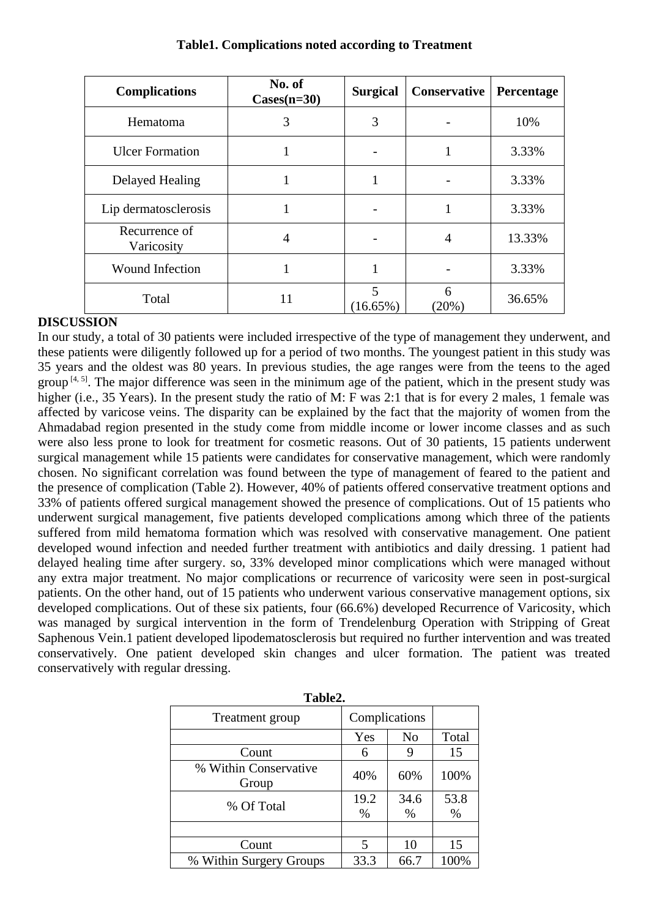**Table1. Complications noted according to Treatment**

| Complications | No. of Cases(n=30) | Surgical | Conservative | Percentage |
|---|---|---|---|---|
| Hematoma | 3 | 3 | - | 10% |
| Ulcer Formation | 1 | - | 1 | 3.33% |
| Delayed Healing | 1 | 1 | - | 3.33% |
| Lip dermatosclerosis | 1 | - | 1 | 3.33% |
| Recurrence of Varicosity | 4 | - | 4 | 13.33% |
| Wound Infection | 1 | 1 | - | 3.33% |
| Total | 11 | 5 (16.65%) | 6 (20%) | 36.65% |

## DISCUSSION

In our study, a total of 30 patients were included irrespective of the type of management they underwent, and these patients were diligently followed up for a period of two months. The youngest patient in this study was 35 years and the oldest was 80 years. In previous studies, the age ranges were from the teens to the aged group [4, 5]. The major difference was seen in the minimum age of the patient, which in the present study was higher (i.e., 35 Years). In the present study the ratio of M: F was 2:1 that is for every 2 males, 1 female was affected by varicose veins. The disparity can be explained by the fact that the majority of women from the Ahmadabad region presented in the study come from middle income or lower income classes and as such were also less prone to look for treatment for cosmetic reasons. Out of 30 patients, 15 patients underwent surgical management while 15 patients were candidates for conservative management, which were randomly chosen. No significant correlation was found between the type of management of feared to the patient and the presence of complication (Table 2). However, 40% of patients offered conservative treatment options and 33% of patients offered surgical management showed the presence of complications. Out of 15 patients who underwent surgical management, five patients developed complications among which three of the patients suffered from mild hematoma formation which was resolved with conservative management. One patient developed wound infection and needed further treatment with antibiotics and daily dressing. 1 patient had delayed healing time after surgery. so, 33% developed minor complications which were managed without any extra major treatment. No major complications or recurrence of varicosity were seen in post-surgical patients. On the other hand, out of 15 patients who underwent various conservative management options, six developed complications. Out of these six patients, four (66.6%) developed Recurrence of Varicosity, which was managed by surgical intervention in the form of Trendelenburg Operation with Stripping of Great Saphenous Vein.1 patient developed lipodematosclerosis but required no further intervention and was treated conservatively. One patient developed skin changes and ulcer formation. The patient was treated conservatively with regular dressing.

**Table2.**

| Treatment group | Complications | | |
|---|---|---|---|
| | Yes | No | Total |
| Count | 6 | 9 | 15 |
| % Within Conservative Group | 40% | 60% | 100% |
| % Of Total | 19.2 % | 34.6 % | 53.8 % |
| | | | |
| Count | 5 | 10 | 15 |
| % Within Surgery Groups | 33.3 | 66.7 | 100% |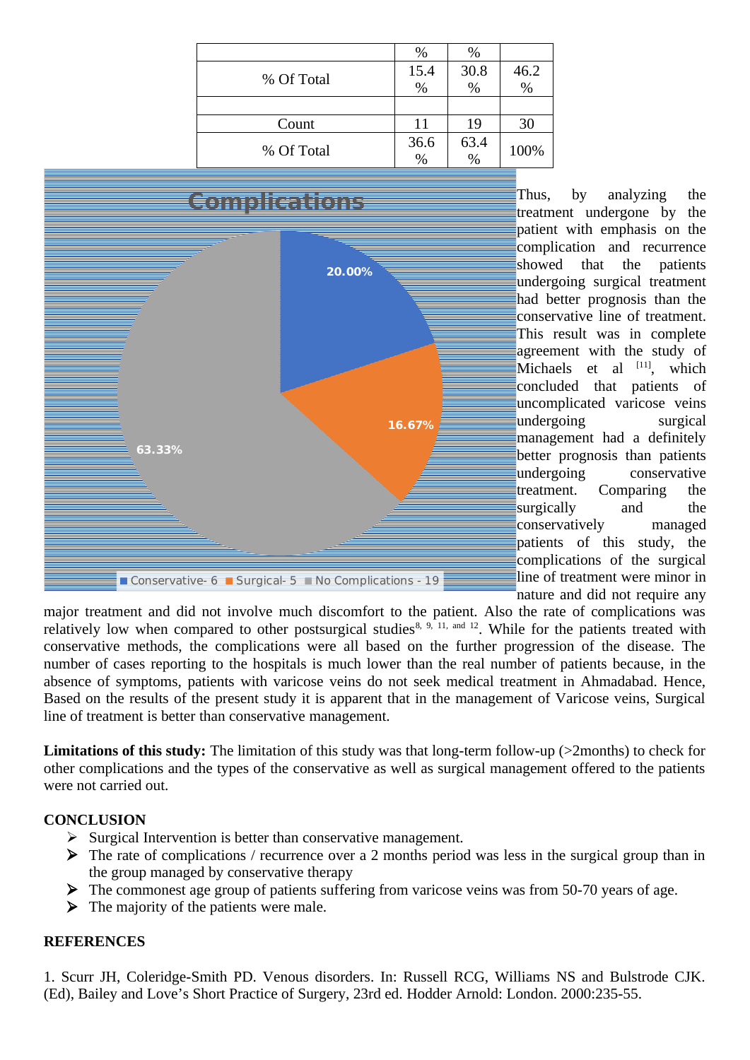| | % | % | |
|---|---|---|---|
| % Of Total | 15.4 % | 30.8 % | 46.2 % |
| | | | |
| Count | 11 | 19 | 30 |
| % Of Total | 36.6 % | 63.4 % | 100% |

Thus, by analyzing the treatment undergone by the patient with emphasis on the complication and recurrence showed that the patients undergoing surgical treatment had better prognosis than the conservative line of treatment. This result was in complete agreement with the study of Michaels et al [11], which concluded that patients of uncomplicated varicose veins undergoing surgical management had a definitely better prognosis than patients undergoing conservative treatment. Comparing the surgically and the conservatively managed patients of this study, the complications of the surgical line of treatment were minor in nature and did not require any major treatment and did not involve much discomfort to the patient. Also the rate of complications was relatively low when compared to other postsurgical studies[8, 9, 11, and 12]. While for the patients treated with conservative methods, the complications were all based on the further progression of the disease. The number of cases reporting to the hospitals is much lower than the real number of patients because, in the absence of symptoms, patients with varicose veins do not seek medical treatment in Ahmadabad. Hence, Based on the results of the present study it is apparent that in the management of Varicose veins, Surgical line of treatment is better than conservative management.

**Limitations of this study:** The limitation of this study was that long-term follow-up (>2months) to check for other complications and the types of the conservative as well as surgical management offered to the patients were not carried out.

## CONCLUSION

- Surgical Intervention is better than conservative management.
- The rate of complications / recurrence over a 2 months period was less in the surgical group than in the group managed by conservative therapy
- The commonest age group of patients suffering from varicose veins was from 50-70 years of age.
- The majority of the patients were male.

## REFERENCES

1. Scurr JH, Coleridge-Smith PD. Venous disorders. In: Russell RCG, Williams NS and Bulstrode CJK. (Ed), Bailey and Love's Short Practice of Surgery, 23rd ed. Hodder Arnold: London. 2000:235-55.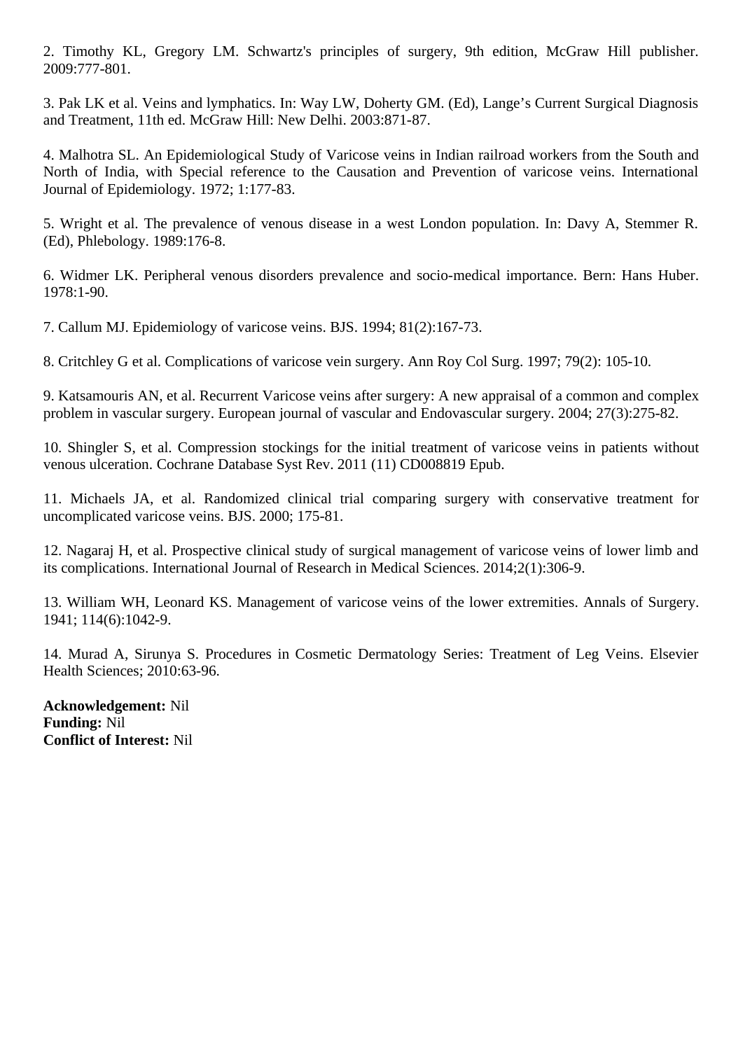2. Timothy KL, Gregory LM. Schwartz's principles of surgery, 9th edition, McGraw Hill publisher. 2009:777-801.

3. Pak LK et al. Veins and lymphatics. In: Way LW, Doherty GM. (Ed), Lange's Current Surgical Diagnosis and Treatment, 11th ed. McGraw Hill: New Delhi. 2003:871-87.

4. Malhotra SL. An Epidemiological Study of Varicose veins in Indian railroad workers from the South and North of India, with Special reference to the Causation and Prevention of varicose veins. International Journal of Epidemiology. 1972; 1:177-83.

5. Wright et al. The prevalence of venous disease in a west London population. In: Davy A, Stemmer R. (Ed), Phlebology. 1989:176-8.

6. Widmer LK. Peripheral venous disorders prevalence and socio-medical importance. Bern: Hans Huber. 1978:1-90.

7. Callum MJ. Epidemiology of varicose veins. BJS. 1994; 81(2):167-73.

8. Critchley G et al. Complications of varicose vein surgery. Ann Roy Col Surg. 1997; 79(2): 105-10.

9. Katsamouris AN, et al. Recurrent Varicose veins after surgery: A new appraisal of a common and complex problem in vascular surgery. European journal of vascular and Endovascular surgery. 2004; 27(3):275-82.

10. Shingler S, et al. Compression stockings for the initial treatment of varicose veins in patients without venous ulceration. Cochrane Database Syst Rev. 2011 (11) CD008819 Epub.

11. Michaels JA, et al. Randomized clinical trial comparing surgery with conservative treatment for uncomplicated varicose veins. BJS. 2000; 175-81.

12. Nagaraj H, et al. Prospective clinical study of surgical management of varicose veins of lower limb and its complications. International Journal of Research in Medical Sciences. 2014;2(1):306-9.

13. William WH, Leonard KS. Management of varicose veins of the lower extremities. Annals of Surgery. 1941; 114(6):1042-9.

14. Murad A, Sirunya S. Procedures in Cosmetic Dermatology Series: Treatment of Leg Veins. Elsevier Health Sciences; 2010:63-96.

**Acknowledgement:** Nil
**Funding:** Nil
**Conflict of Interest:** Nil